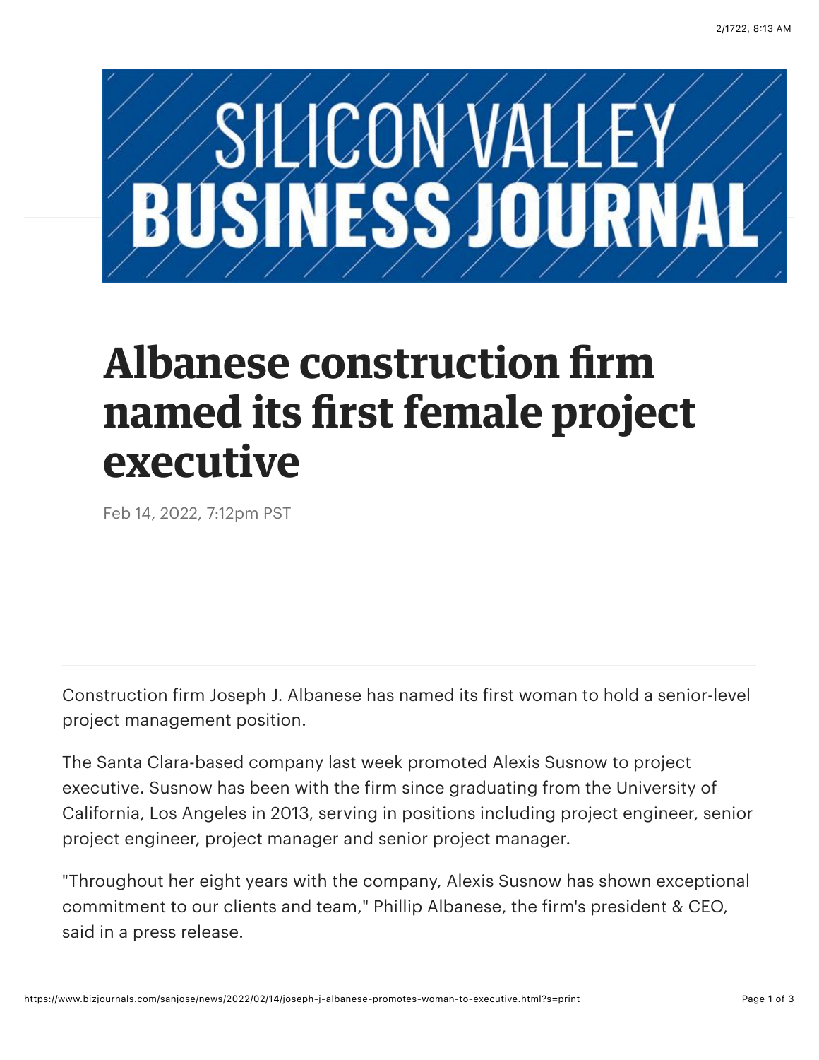# Albanese construction firm named its first female project executive

Feb 14, 2022, 7:12pm PST

Construction firm Joseph J. Albanese has named its first woman to hold a senior-level project management position.

The Santa Clara-based company last week promoted Alexis Susnow to project executive. Susnow has been with the firm since graduating from the University of California, Los Angeles in 2013, serving in positions including project engineer, senior project engineer, project manager and senior project manager.

"Throughout her eight years with the company, Alexis Susnow has shown exceptional commitment to our clients and team," Phillip Albanese, the firm's president & CEO, said in a press release.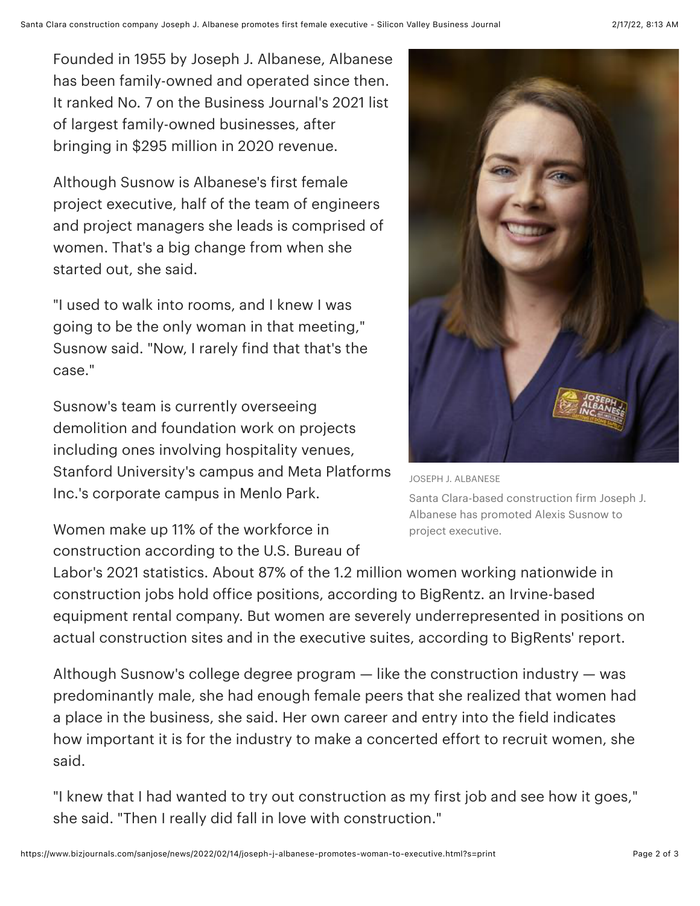Founded in 1955 by Joseph J. Albanese, Albanese has been family-owned and operated since then. It ranked No. 7 on the Business Journal's 2021 list of largest family-owned businesses, after bringing in $295 million in 2020 revenue.

Although Susnow is Albanese's first female project executive, half of the team of engineers and project managers she leads is comprised of women. That's a big change from when she started out, she said.

"I used to walk into rooms, and I knew I was going to be the only woman in that meeting," Susnow said. "Now, I rarely find that that's the case."

Susnow's team is currently overseeing demolition and foundation work on projects including ones involving hospitality venues, Stanford University's campus and Meta Platforms Inc.'s corporate campus in Menlo Park.

JOSEPH J. ALBANESE

Santa Clara-based construction firm Joseph J. Albanese has promoted Alexis Susnow to project executive.

Women make up 11% of the workforce in construction according to the U.S. Bureau of Labor's 2021 statistics. About 87% of the 1.2 million women working nationwide in construction jobs hold office positions, according to BigRentz. an Irvine-based equipment rental company. But women are severely underrepresented in positions on actual construction sites and in the executive suites, according to BigRents' report.

Although Susnow's college degree program — like the construction industry — was predominantly male, she had enough female peers that she realized that women had a place in the business, she said. Her own career and entry into the field indicates how important it is for the industry to make a concerted effort to recruit women, she said.

"I knew that I had wanted to try out construction as my first job and see how it goes," she said. "Then I really did fall in love with construction."